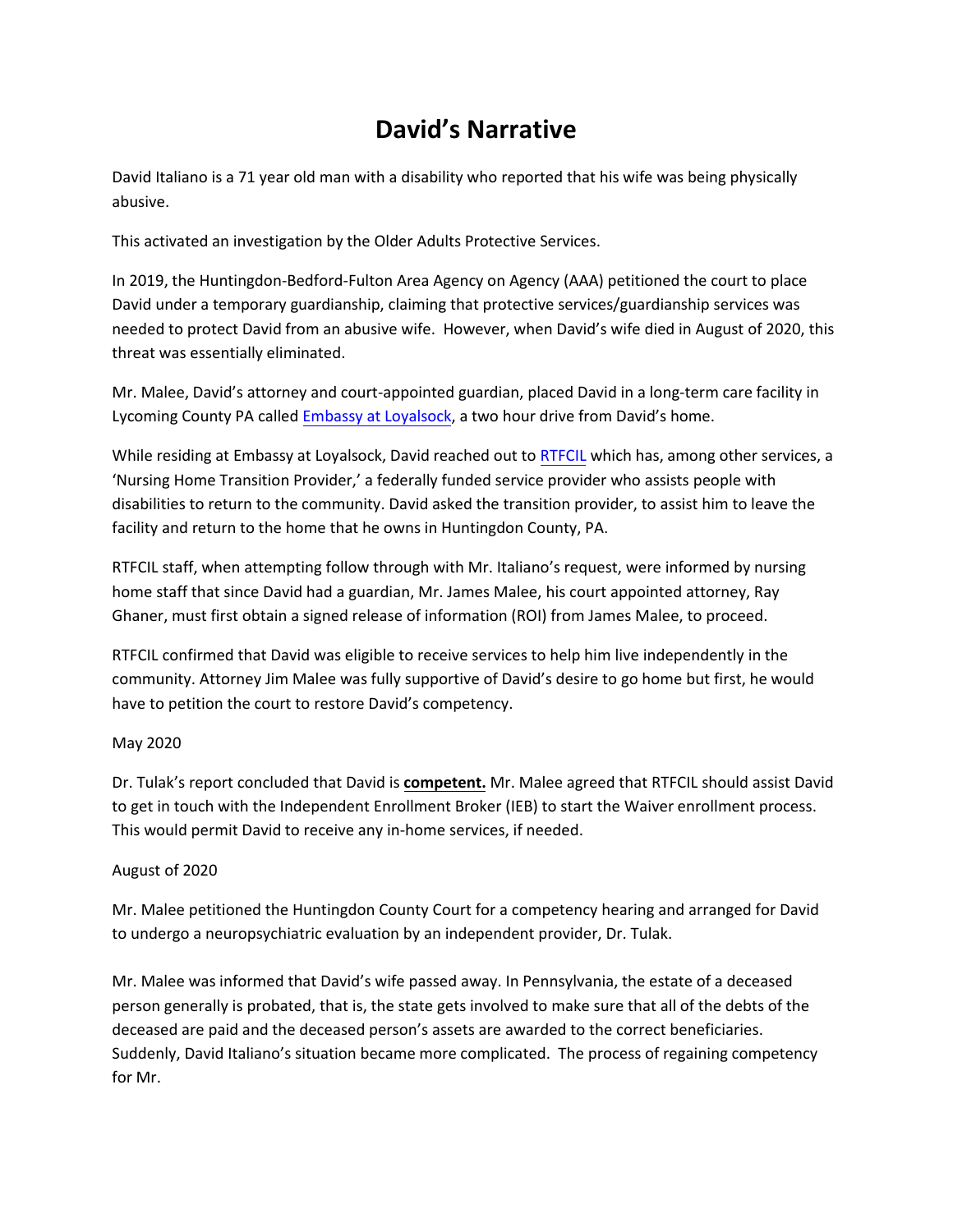# David's Narrative

David Italiano is a 71 year old man with a disability who reported that his wife was being physically abusive.

This activated an investigation by the Older Adults Protective Services.

In 2019, the Huntingdon-Bedford-Fulton Area Agency on Agency (AAA) petitioned the court to place David under a temporary guardianship, claiming that protective services/guardianship services was needed to protect David from an abusive wife. However, when David's wife died in August of 2020, this threat was essentially eliminated.

Mr. Malee, David's attorney and court-appointed guardian, placed David in a long-term care facility in Lycoming County PA called Embassy at Loyalsock, a two hour drive from David's home.

While residing at Embassy at Loyalsock, David reached out to RTFCIL which has, among other services, a 'Nursing Home Transition Provider,' a federally funded service provider who assists people with disabilities to return to the community. David asked the transition provider, to assist him to leave the facility and return to the home that he owns in Huntingdon County, PA.

RTFCIL staff, when attempting follow through with Mr. Italiano's request, were informed by nursing home staff that since David had a guardian, Mr. James Malee, his court appointed attorney, Ray Ghaner, must first obtain a signed release of information (ROI) from James Malee, to proceed.

RTFCIL confirmed that David was eligible to receive services to help him live independently in the community. Attorney Jim Malee was fully supportive of David's desire to go home but first, he would have to petition the court to restore David's competency.

May 2020

Dr. Tulak's report concluded that David is **competent.** Mr. Malee agreed that RTFCIL should assist David to get in touch with the Independent Enrollment Broker (IEB) to start the Waiver enrollment process. This would permit David to receive any in-home services, if needed.

August of 2020

Mr. Malee petitioned the Huntingdon County Court for a competency hearing and arranged for David to undergo a neuropsychiatric evaluation by an independent provider, Dr. Tulak.

Mr. Malee was informed that David's wife passed away. In Pennsylvania, the estate of a deceased person generally is probated, that is, the state gets involved to make sure that all of the debts of the deceased are paid and the deceased person's assets are awarded to the correct beneficiaries. Suddenly, David Italiano's situation became more complicated. The process of regaining competency for Mr.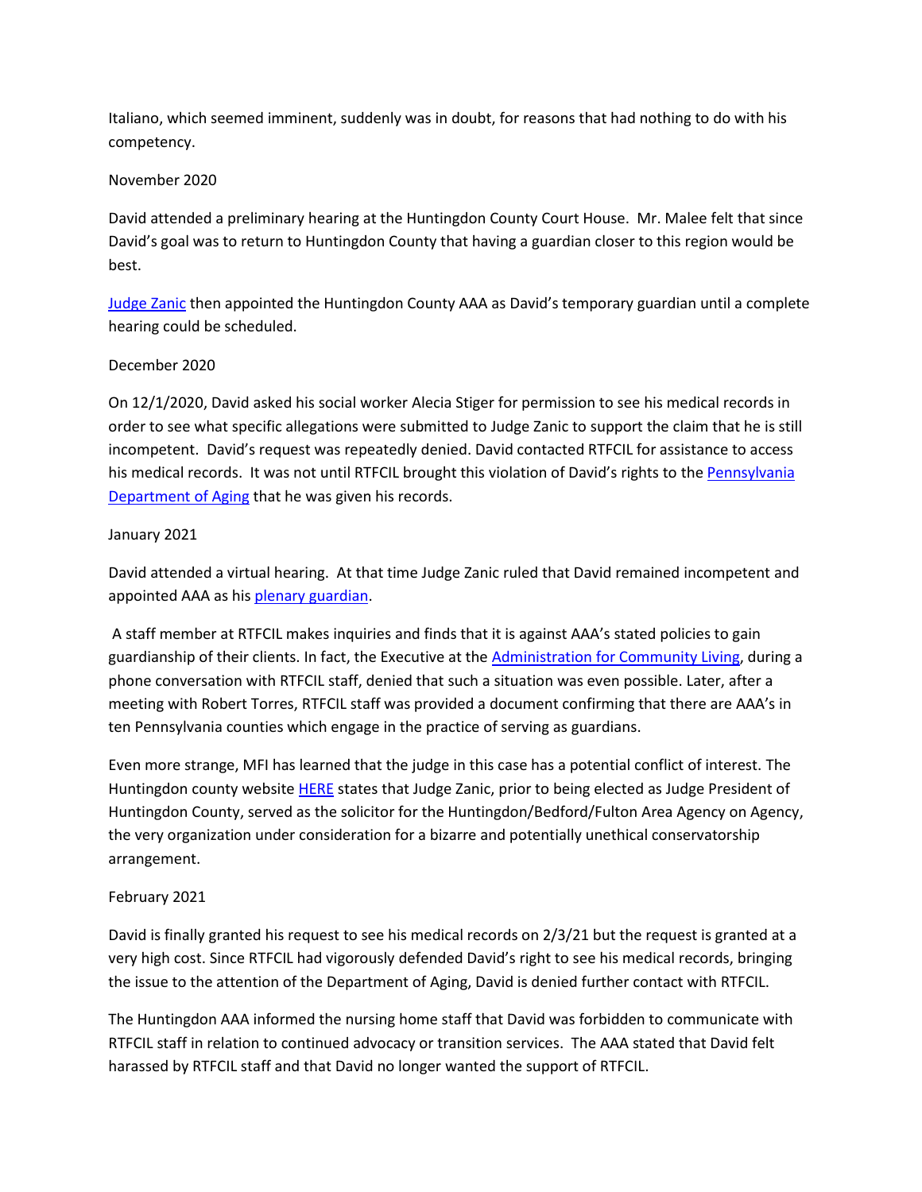Italiano, which seemed imminent, suddenly was in doubt, for reasons that had nothing to do with his competency.

November 2020

David attended a preliminary hearing at the Huntingdon County Court House. Mr. Malee felt that since David's goal was to return to Huntingdon County that having a guardian closer to this region would be best.

Judge Zanic then appointed the Huntingdon County AAA as David's temporary guardian until a complete hearing could be scheduled.

December 2020

On 12/1/2020, David asked his social worker Alecia Stiger for permission to see his medical records in order to see what specific allegations were submitted to Judge Zanic to support the claim that he is still incompetent. David's request was repeatedly denied. David contacted RTFCIL for assistance to access his medical records. It was not until RTFCIL brought this violation of David's rights to the Pennsylvania Department of Aging that he was given his records.

January 2021

David attended a virtual hearing. At that time Judge Zanic ruled that David remained incompetent and appointed AAA as his plenary guardian.

A staff member at RTFCIL makes inquiries and finds that it is against AAA's stated policies to gain guardianship of their clients. In fact, the Executive at the Administration for Community Living, during a phone conversation with RTFCIL staff, denied that such a situation was even possible. Later, after a meeting with Robert Torres, RTFCIL staff was provided a document confirming that there are AAA's in ten Pennsylvania counties which engage in the practice of serving as guardians.

Even more strange, MFI has learned that the judge in this case has a potential conflict of interest. The Huntingdon county website HERE states that Judge Zanic, prior to being elected as Judge President of Huntingdon County, served as the solicitor for the Huntingdon/Bedford/Fulton Area Agency on Agency, the very organization under consideration for a bizarre and potentially unethical conservatorship arrangement.

February 2021

David is finally granted his request to see his medical records on 2/3/21 but the request is granted at a very high cost. Since RTFCIL had vigorously defended David's right to see his medical records, bringing the issue to the attention of the Department of Aging, David is denied further contact with RTFCIL.

The Huntingdon AAA informed the nursing home staff that David was forbidden to communicate with RTFCIL staff in relation to continued advocacy or transition services. The AAA stated that David felt harassed by RTFCIL staff and that David no longer wanted the support of RTFCIL.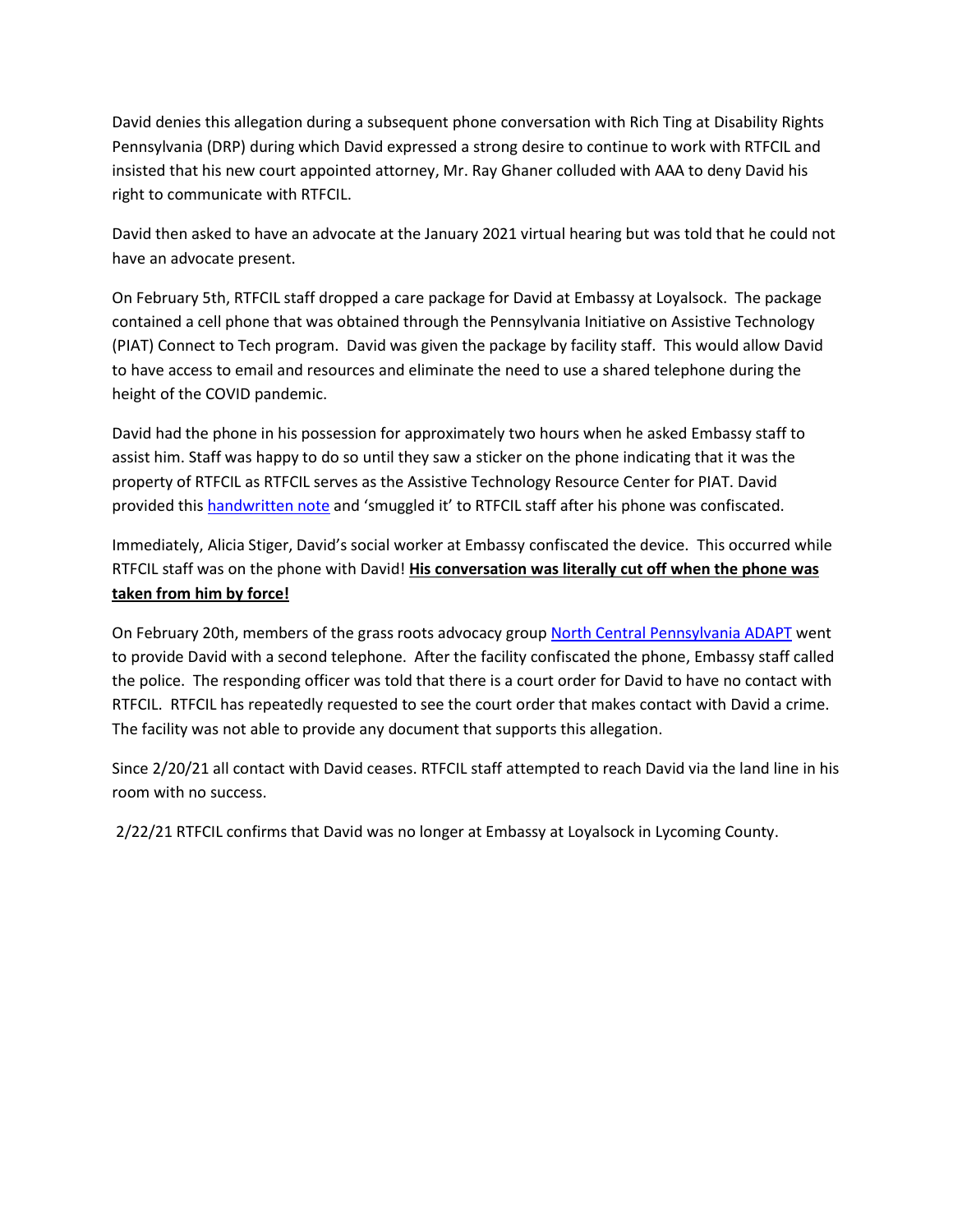David denies this allegation during a subsequent phone conversation with Rich Ting at Disability Rights Pennsylvania (DRP) during which David expressed a strong desire to continue to work with RTFCIL and insisted that his new court appointed attorney, Mr. Ray Ghaner colluded with AAA to deny David his right to communicate with RTFCIL.

David then asked to have an advocate at the January 2021 virtual hearing but was told that he could not have an advocate present.

On February 5th, RTFCIL staff dropped a care package for David at Embassy at Loyalsock. The package contained a cell phone that was obtained through the Pennsylvania Initiative on Assistive Technology (PIAT) Connect to Tech program. David was given the package by facility staff. This would allow David to have access to email and resources and eliminate the need to use a shared telephone during the height of the COVID pandemic.

David had the phone in his possession for approximately two hours when he asked Embassy staff to assist him. Staff was happy to do so until they saw a sticker on the phone indicating that it was the property of RTFCIL as RTFCIL serves as the Assistive Technology Resource Center for PIAT. David provided this handwritten note and 'smuggled it' to RTFCIL staff after his phone was confiscated.

Immediately, Alicia Stiger, David's social worker at Embassy confiscated the device. This occurred while RTFCIL staff was on the phone with David! **His conversation was literally cut off when the phone was taken from him by force!**

On February 20th, members of the grass roots advocacy group North Central Pennsylvania ADAPT went to provide David with a second telephone. After the facility confiscated the phone, Embassy staff called the police. The responding officer was told that there is a court order for David to have no contact with RTFCIL. RTFCIL has repeatedly requested to see the court order that makes contact with David a crime. The facility was not able to provide any document that supports this allegation.

Since 2/20/21 all contact with David ceases. RTFCIL staff attempted to reach David via the land line in his room with no success.

2/22/21 RTFCIL confirms that David was no longer at Embassy at Loyalsock in Lycoming County.